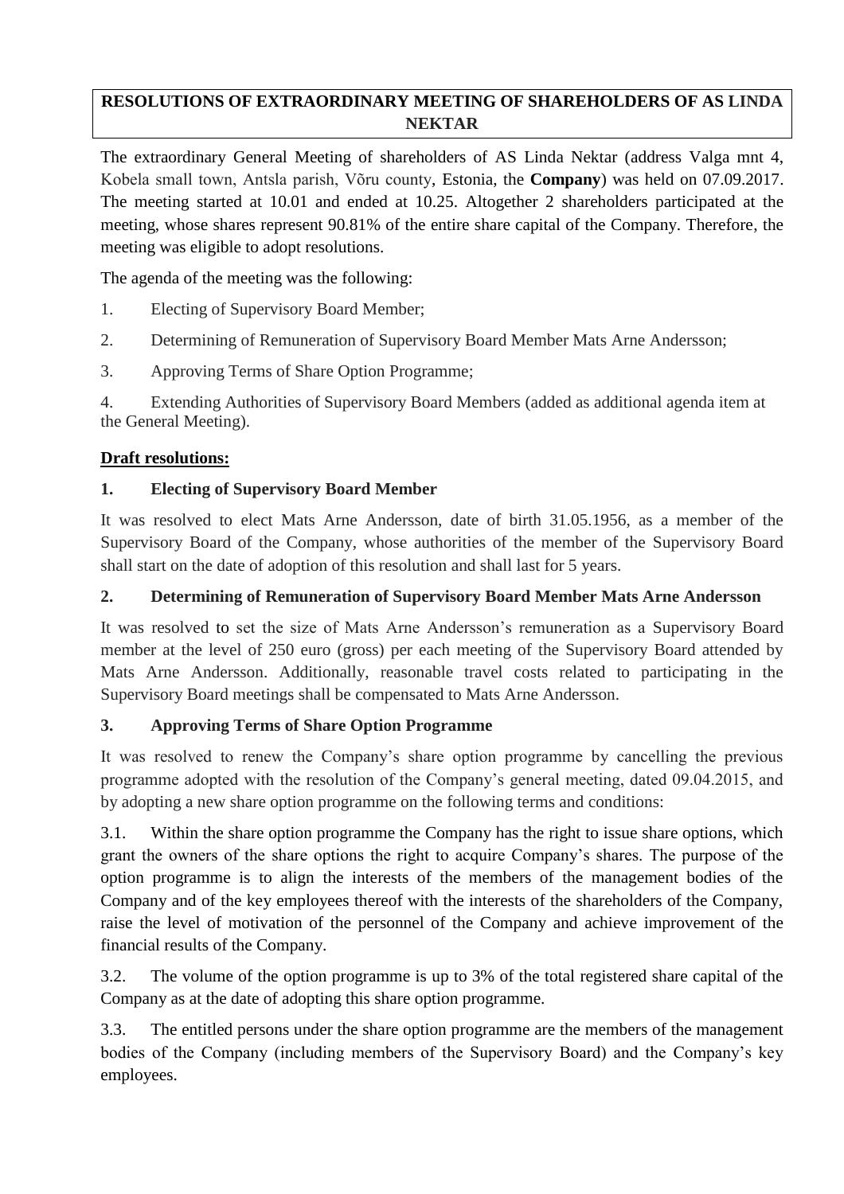# RESOLUTIONS OF EXTRAORDINARY MEETING OF SHAREHOLDERS OF AS LINDA NEKTAR

The extraordinary General Meeting of shareholders of AS Linda Nektar (address Valga mnt 4, Kobela small town, Antsla parish, Võru county, Estonia, the **Company**) was held on 07.09.2017. The meeting started at 10.01 and ended at 10.25. Altogether 2 shareholders participated at the meeting, whose shares represent 90.81% of the entire share capital of the Company. Therefore, the meeting was eligible to adopt resolutions.

The agenda of the meeting was the following:

1. Electing of Supervisory Board Member;
2. Determining of Remuneration of Supervisory Board Member Mats Arne Andersson;
3. Approving Terms of Share Option Programme;
4. Extending Authorities of Supervisory Board Members (added as additional agenda item at the General Meeting).

**Draft resolutions:**

## 1. Electing of Supervisory Board Member

It was resolved to elect Mats Arne Andersson, date of birth 31.05.1956, as a member of the Supervisory Board of the Company, whose authorities of the member of the Supervisory Board shall start on the date of adoption of this resolution and shall last for 5 years.

## 2. Determining of Remuneration of Supervisory Board Member Mats Arne Andersson

It was resolved to set the size of Mats Arne Andersson's remuneration as a Supervisory Board member at the level of 250 euro (gross) per each meeting of the Supervisory Board attended by Mats Arne Andersson. Additionally, reasonable travel costs related to participating in the Supervisory Board meetings shall be compensated to Mats Arne Andersson.

## 3. Approving Terms of Share Option Programme

It was resolved to renew the Company's share option programme by cancelling the previous programme adopted with the resolution of the Company's general meeting, dated 09.04.2015, and by adopting a new share option programme on the following terms and conditions:

3.1. Within the share option programme the Company has the right to issue share options, which grant the owners of the share options the right to acquire Company's shares. The purpose of the option programme is to align the interests of the members of the management bodies of the Company and of the key employees thereof with the interests of the shareholders of the Company, raise the level of motivation of the personnel of the Company and achieve improvement of the financial results of the Company.

3.2. The volume of the option programme is up to 3% of the total registered share capital of the Company as at the date of adopting this share option programme.

3.3. The entitled persons under the share option programme are the members of the management bodies of the Company (including members of the Supervisory Board) and the Company's key employees.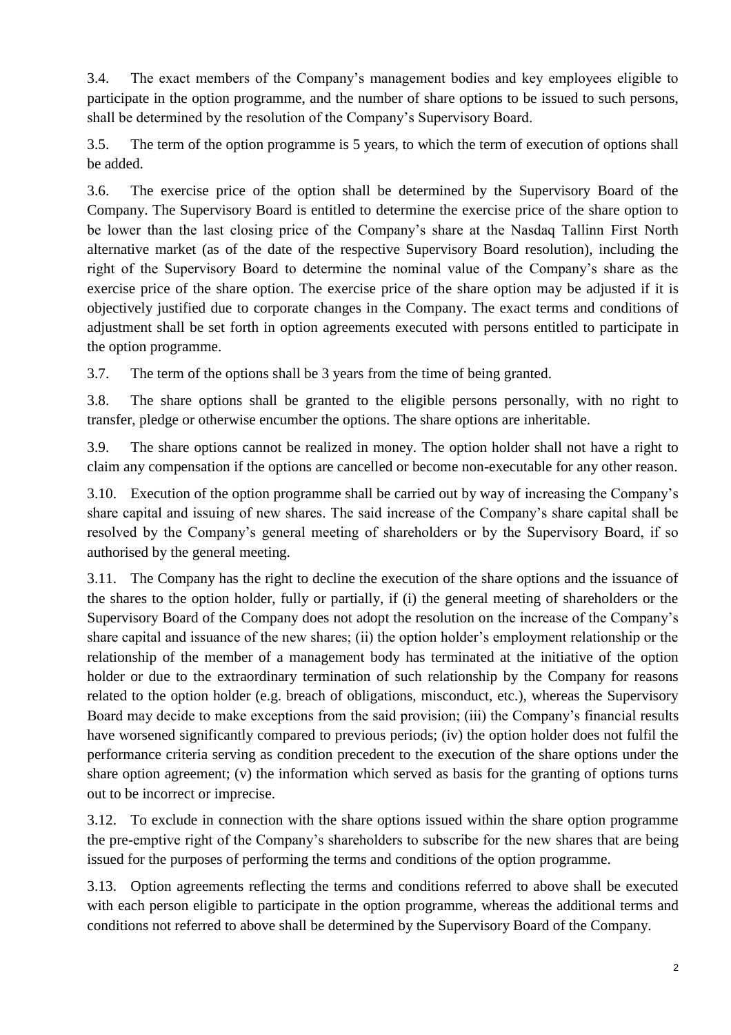3.4. The exact members of the Company's management bodies and key employees eligible to participate in the option programme, and the number of share options to be issued to such persons, shall be determined by the resolution of the Company's Supervisory Board.

3.5. The term of the option programme is 5 years, to which the term of execution of options shall be added.

3.6. The exercise price of the option shall be determined by the Supervisory Board of the Company. The Supervisory Board is entitled to determine the exercise price of the share option to be lower than the last closing price of the Company's share at the Nasdaq Tallinn First North alternative market (as of the date of the respective Supervisory Board resolution), including the right of the Supervisory Board to determine the nominal value of the Company's share as the exercise price of the share option. The exercise price of the share option may be adjusted if it is objectively justified due to corporate changes in the Company. The exact terms and conditions of adjustment shall be set forth in option agreements executed with persons entitled to participate in the option programme.

3.7. The term of the options shall be 3 years from the time of being granted.

3.8. The share options shall be granted to the eligible persons personally, with no right to transfer, pledge or otherwise encumber the options. The share options are inheritable.

3.9. The share options cannot be realized in money. The option holder shall not have a right to claim any compensation if the options are cancelled or become non-executable for any other reason.

3.10. Execution of the option programme shall be carried out by way of increasing the Company's share capital and issuing of new shares. The said increase of the Company's share capital shall be resolved by the Company's general meeting of shareholders or by the Supervisory Board, if so authorised by the general meeting.

3.11. The Company has the right to decline the execution of the share options and the issuance of the shares to the option holder, fully or partially, if (i) the general meeting of shareholders or the Supervisory Board of the Company does not adopt the resolution on the increase of the Company's share capital and issuance of the new shares; (ii) the option holder's employment relationship or the relationship of the member of a management body has terminated at the initiative of the option holder or due to the extraordinary termination of such relationship by the Company for reasons related to the option holder (e.g. breach of obligations, misconduct, etc.), whereas the Supervisory Board may decide to make exceptions from the said provision; (iii) the Company's financial results have worsened significantly compared to previous periods; (iv) the option holder does not fulfil the performance criteria serving as condition precedent to the execution of the share options under the share option agreement; (v) the information which served as basis for the granting of options turns out to be incorrect or imprecise.

3.12. To exclude in connection with the share options issued within the share option programme the pre-emptive right of the Company's shareholders to subscribe for the new shares that are being issued for the purposes of performing the terms and conditions of the option programme.

3.13. Option agreements reflecting the terms and conditions referred to above shall be executed with each person eligible to participate in the option programme, whereas the additional terms and conditions not referred to above shall be determined by the Supervisory Board of the Company.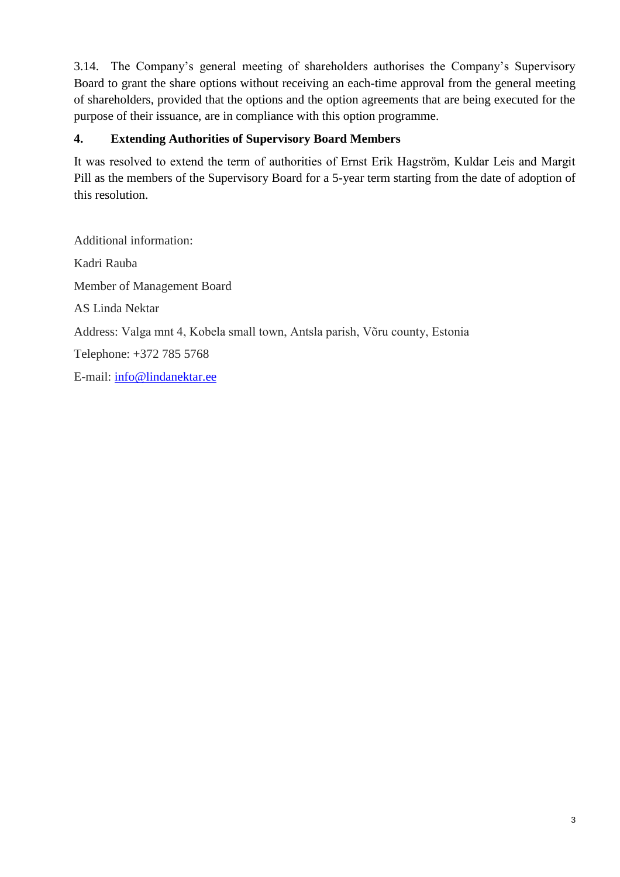3.14. The Company's general meeting of shareholders authorises the Company's Supervisory Board to grant the share options without receiving an each-time approval from the general meeting of shareholders, provided that the options and the option agreements that are being executed for the purpose of their issuance, are in compliance with this option programme.

## 4. Extending Authorities of Supervisory Board Members

It was resolved to extend the term of authorities of Ernst Erik Hagström, Kuldar Leis and Margit Pill as the members of the Supervisory Board for a 5-year term starting from the date of adoption of this resolution.

Additional information:

Kadri Rauba

Member of Management Board

AS Linda Nektar

Address: Valga mnt 4, Kobela small town, Antsla parish, Võru county, Estonia

Telephone: +372 785 5768

E-mail: info@lindanektar.ee